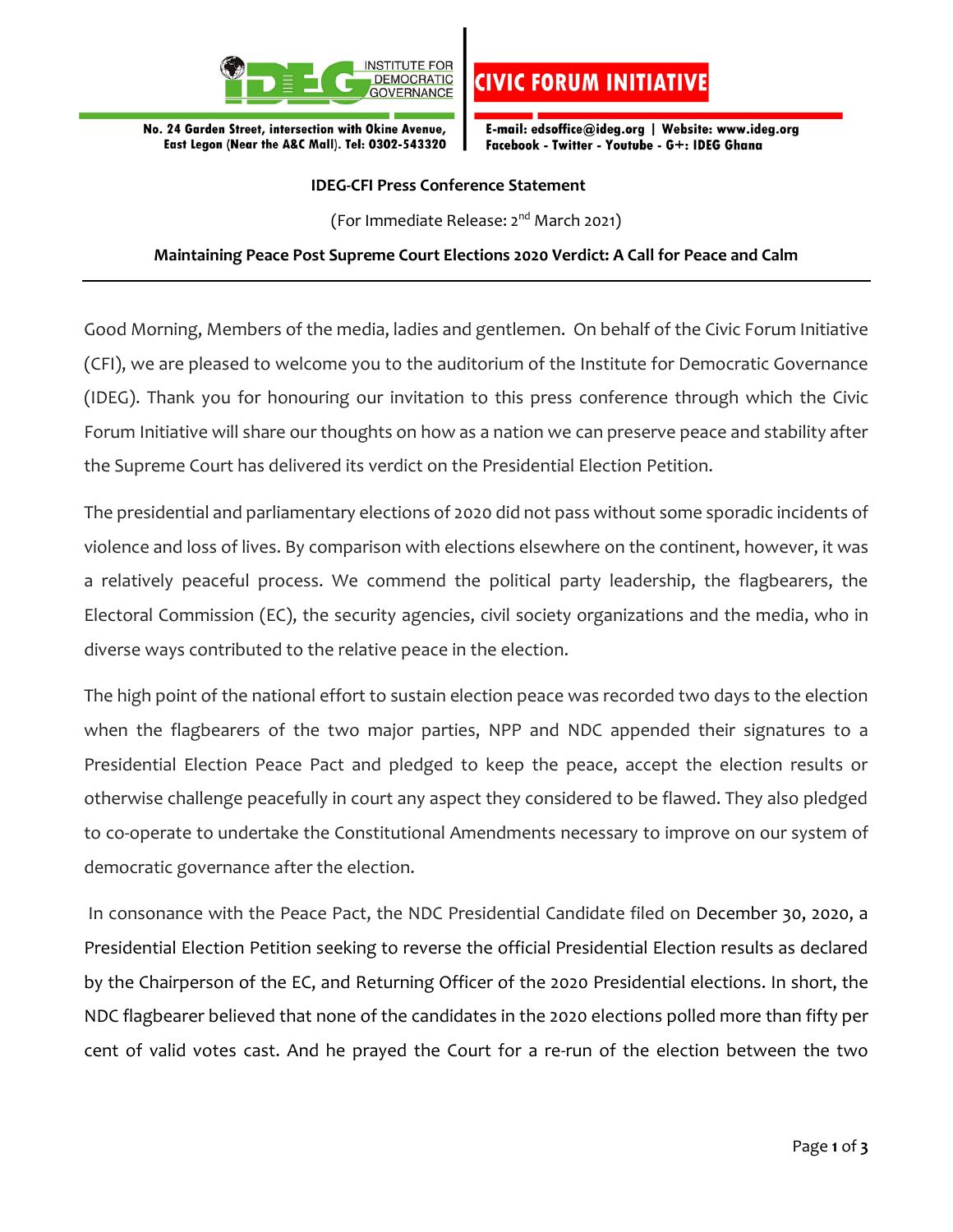INSTITUTE FOR DEMOCRATIC GOVERNANCE

**CIVIC FORUM INITIATIVE**

No. 24 Garden Street, intersection with Okine Avenue, East Legon (Near the A&C Mall). Tel: 0302-543320

E-mail: edsoffice@ideg.org | Website: www.ideg.org
Facebook - Twitter - Youtube - G+: IDEG Ghana

**IDEG-CFI Press Conference Statement**

(For Immediate Release: 2nd March 2021)

**Maintaining Peace Post Supreme Court Elections 2020 Verdict: A Call for Peace and Calm**

---

Good Morning, Members of the media, ladies and gentlemen. On behalf of the Civic Forum Initiative (CFI), we are pleased to welcome you to the auditorium of the Institute for Democratic Governance (IDEG). Thank you for honouring our invitation to this press conference through which the Civic Forum Initiative will share our thoughts on how as a nation we can preserve peace and stability after the Supreme Court has delivered its verdict on the Presidential Election Petition.

The presidential and parliamentary elections of 2020 did not pass without some sporadic incidents of violence and loss of lives. By comparison with elections elsewhere on the continent, however, it was a relatively peaceful process. We commend the political party leadership, the flagbearers, the Electoral Commission (EC), the security agencies, civil society organizations and the media, who in diverse ways contributed to the relative peace in the election.

The high point of the national effort to sustain election peace was recorded two days to the election when the flagbearers of the two major parties, NPP and NDC appended their signatures to a Presidential Election Peace Pact and pledged to keep the peace, accept the election results or otherwise challenge peacefully in court any aspect they considered to be flawed. They also pledged to co-operate to undertake the Constitutional Amendments necessary to improve on our system of democratic governance after the election.

In consonance with the Peace Pact, the NDC Presidential Candidate filed on December 30, 2020, a Presidential Election Petition seeking to reverse the official Presidential Election results as declared by the Chairperson of the EC, and Returning Officer of the 2020 Presidential elections. In short, the NDC flagbearer believed that none of the candidates in the 2020 elections polled more than fifty per cent of valid votes cast. And he prayed the Court for a re-run of the election between the two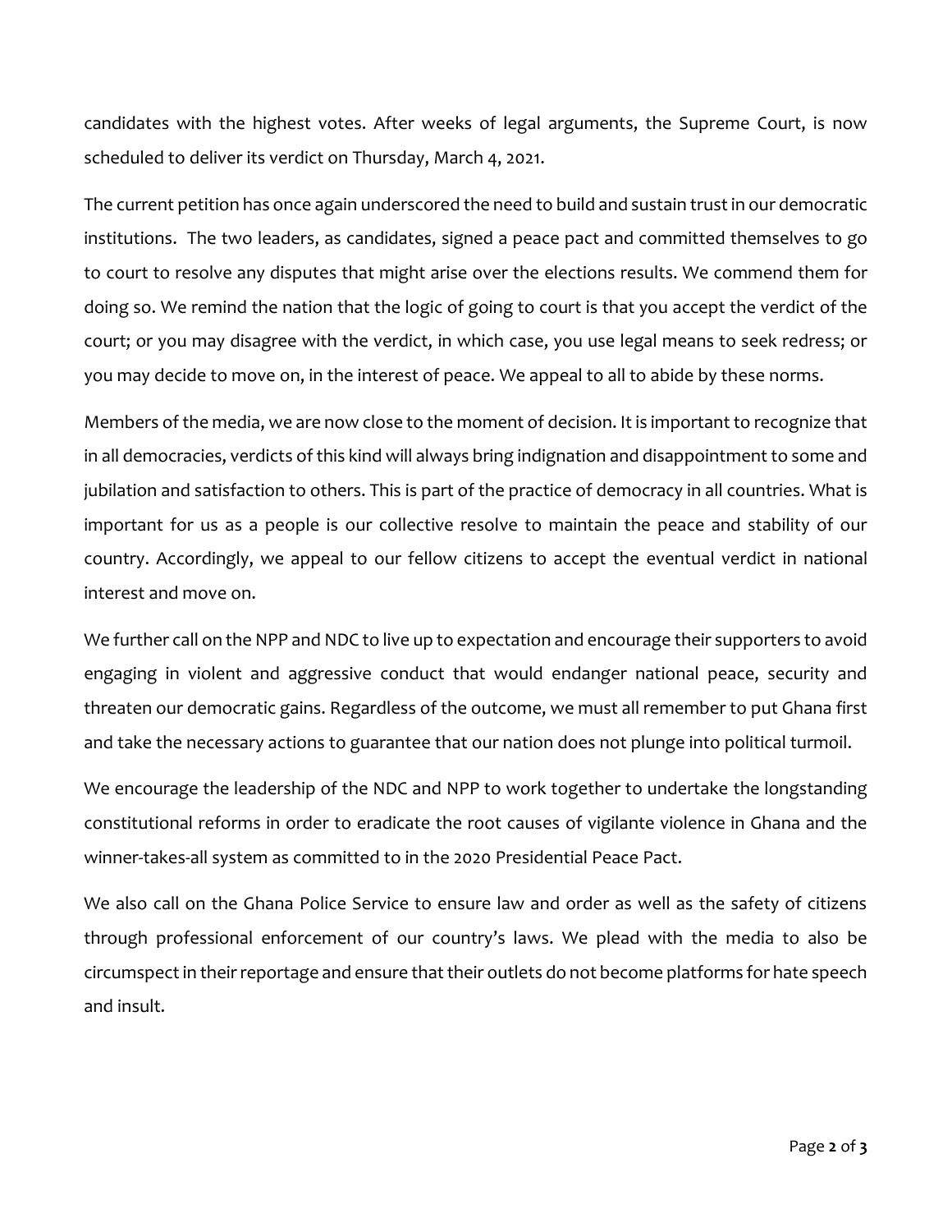candidates with the highest votes. After weeks of legal arguments, the Supreme Court, is now scheduled to deliver its verdict on Thursday, March 4, 2021.

The current petition has once again underscored the need to build and sustain trust in our democratic institutions. The two leaders, as candidates, signed a peace pact and committed themselves to go to court to resolve any disputes that might arise over the elections results. We commend them for doing so. We remind the nation that the logic of going to court is that you accept the verdict of the court; or you may disagree with the verdict, in which case, you use legal means to seek redress; or you may decide to move on, in the interest of peace. We appeal to all to abide by these norms.

Members of the media, we are now close to the moment of decision. It is important to recognize that in all democracies, verdicts of this kind will always bring indignation and disappointment to some and jubilation and satisfaction to others. This is part of the practice of democracy in all countries. What is important for us as a people is our collective resolve to maintain the peace and stability of our country. Accordingly, we appeal to our fellow citizens to accept the eventual verdict in national interest and move on.

We further call on the NPP and NDC to live up to expectation and encourage their supporters to avoid engaging in violent and aggressive conduct that would endanger national peace, security and threaten our democratic gains. Regardless of the outcome, we must all remember to put Ghana first and take the necessary actions to guarantee that our nation does not plunge into political turmoil.

We encourage the leadership of the NDC and NPP to work together to undertake the longstanding constitutional reforms in order to eradicate the root causes of vigilante violence in Ghana and the winner-takes-all system as committed to in the 2020 Presidential Peace Pact.

We also call on the Ghana Police Service to ensure law and order as well as the safety of citizens through professional enforcement of our country's laws. We plead with the media to also be circumspect in their reportage and ensure that their outlets do not become platforms for hate speech and insult.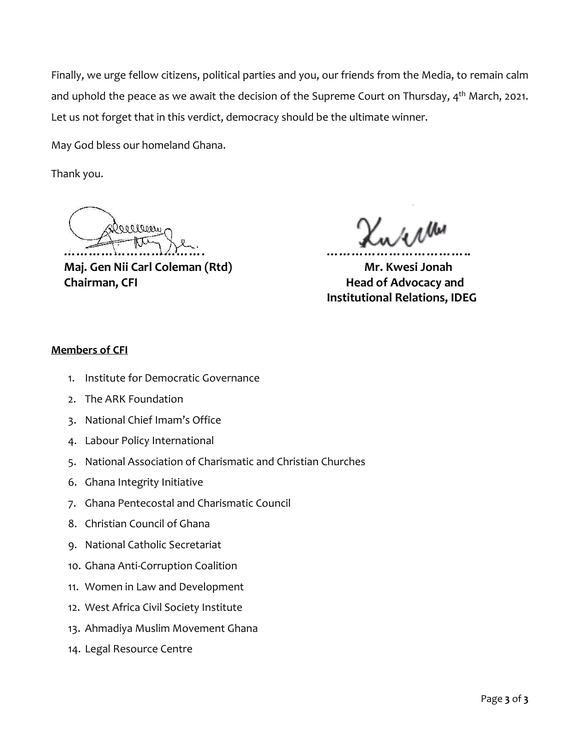Finally, we urge fellow citizens, political parties and you, our friends from the Media, to remain calm and uphold the peace as we await the decision of the Supreme Court on Thursday, 4th March, 2021. Let us not forget that in this verdict, democracy should be the ultimate winner.

May God bless our homeland Ghana.

Thank you.

……………………………
**Maj. Gen Nii Carl Coleman (Rtd)**
**Chairman, CFI**

……………………………..
**Mr. Kwesi Jonah**
**Head of Advocacy and Institutional Relations, IDEG**

**Members of CFI**

1. Institute for Democratic Governance
2. The ARK Foundation
3. National Chief Imam's Office
4. Labour Policy International
5. National Association of Charismatic and Christian Churches
6. Ghana Integrity Initiative
7. Ghana Pentecostal and Charismatic Council
8. Christian Council of Ghana
9. National Catholic Secretariat
10. Ghana Anti-Corruption Coalition
11. Women in Law and Development
12. West Africa Civil Society Institute
13. Ahmadiya Muslim Movement Ghana
14. Legal Resource Centre